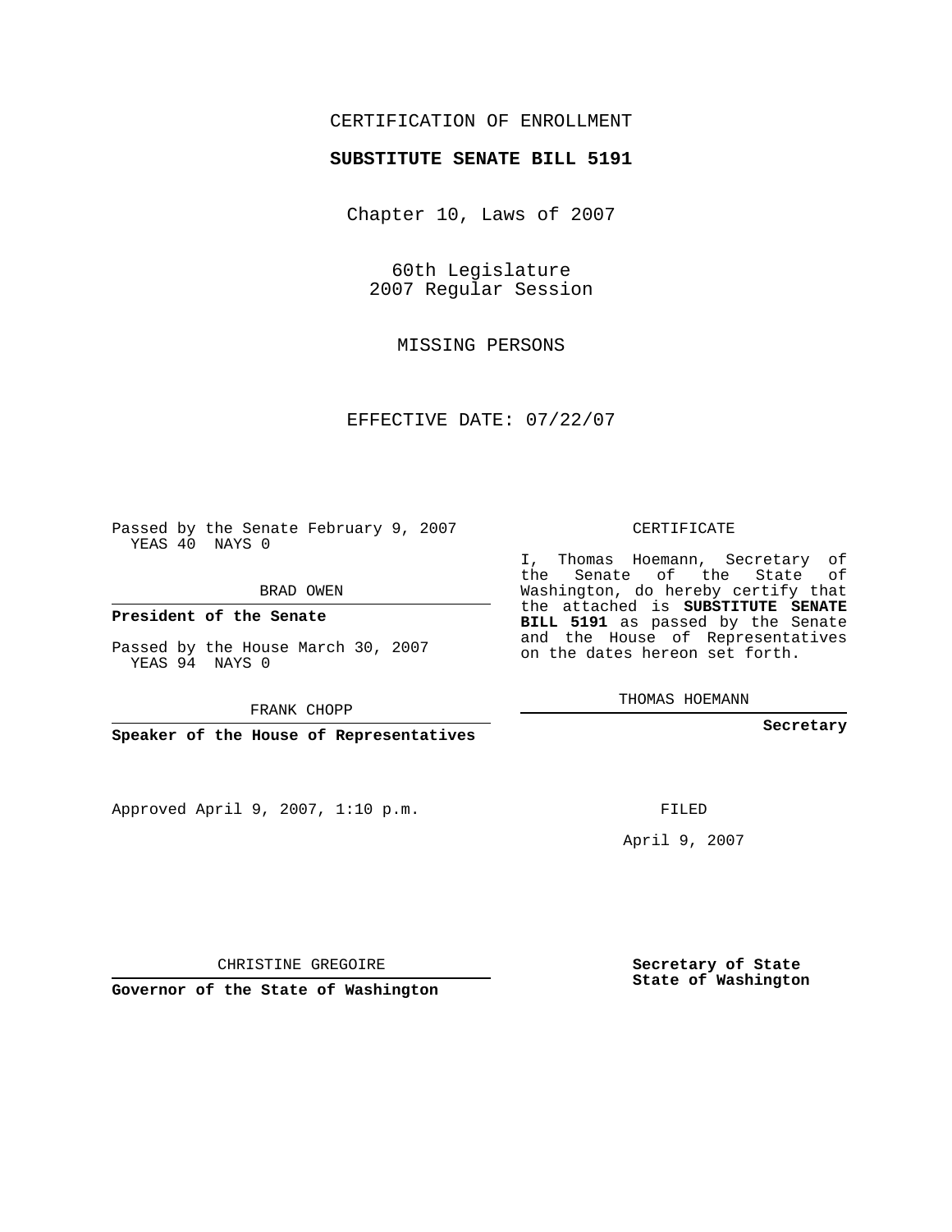CERTIFICATION OF ENROLLMENT

**SUBSTITUTE SENATE BILL 5191**

Chapter 10, Laws of 2007

60th Legislature
2007 Regular Session

MISSING PERSONS

EFFECTIVE DATE: 07/22/07

Passed by the Senate February 9, 2007
YEAS 40 NAYS 0

BRAD OWEN

**President of the Senate**

Passed by the House March 30, 2007
YEAS 94 NAYS 0

FRANK CHOPP

**Speaker of the House of Representatives**

CERTIFICATE

I, Thomas Hoemann, Secretary of the Senate of the State of Washington, do hereby certify that the attached is **SUBSTITUTE SENATE BILL 5191** as passed by the Senate and the House of Representatives on the dates hereon set forth.

THOMAS HOEMANN

**Secretary**

Approved April 9, 2007, 1:10 p.m.

FILED

April 9, 2007

CHRISTINE GREGOIRE

**Governor of the State of Washington**

**Secretary of State**
**State of Washington**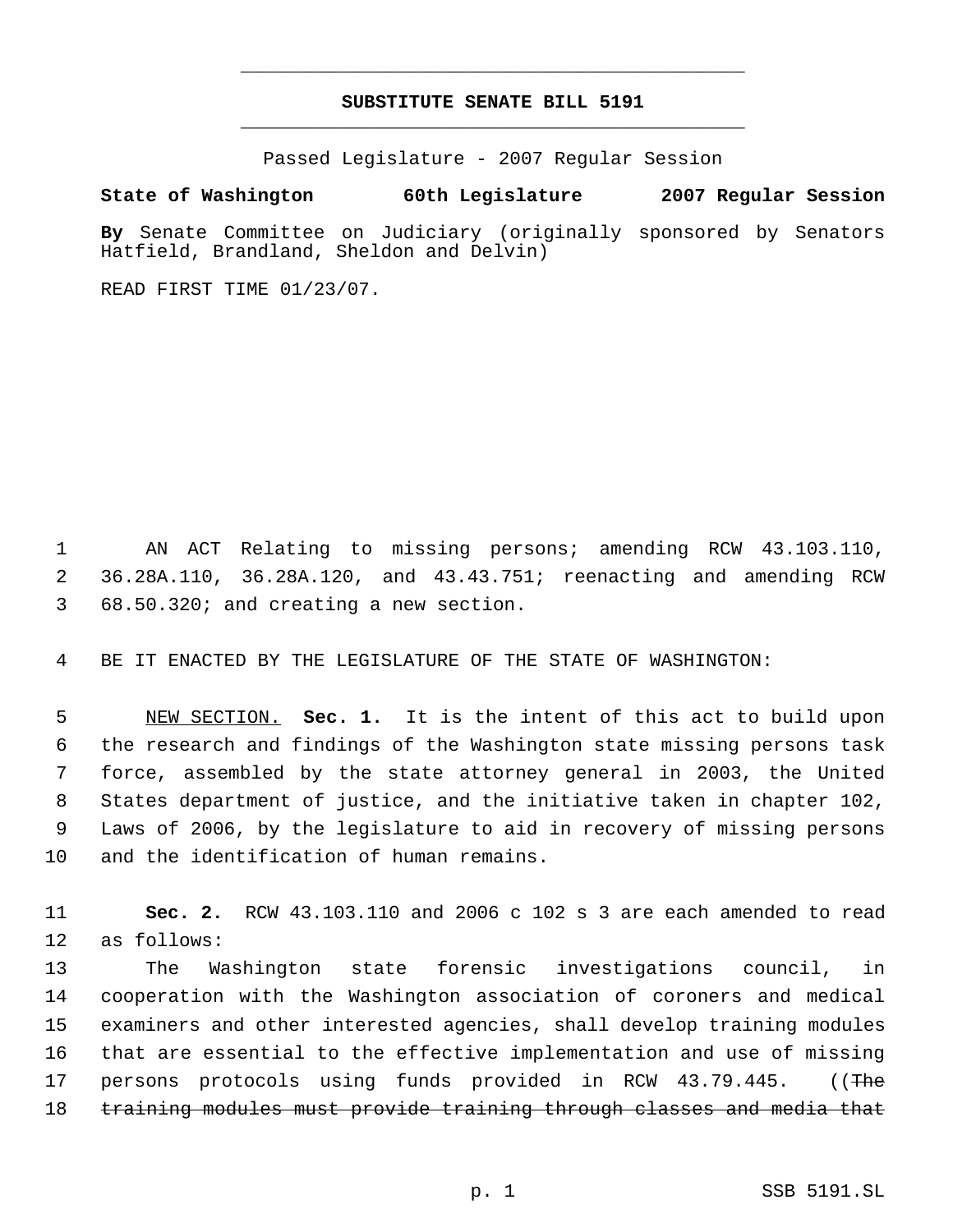# SUBSTITUTE SENATE BILL 5191

Passed Legislature - 2007 Regular Session

**State of Washington 60th Legislature 2007 Regular Session**

**By** Senate Committee on Judiciary (originally sponsored by Senators Hatfield, Brandland, Sheldon and Delvin)

READ FIRST TIME 01/23/07.

1 AN ACT Relating to missing persons; amending RCW 43.103.110, 2 36.28A.110, 36.28A.120, and 43.43.751; reenacting and amending RCW 3 68.50.320; and creating a new section.

4 BE IT ENACTED BY THE LEGISLATURE OF THE STATE OF WASHINGTON:

5 <u>NEW SECTION.</u> **Sec. 1.** It is the intent of this act to build upon 6 the research and findings of the Washington state missing persons task 7 force, assembled by the state attorney general in 2003, the United 8 States department of justice, and the initiative taken in chapter 102, 9 Laws of 2006, by the legislature to aid in recovery of missing persons 10 and the identification of human remains.

11 **Sec. 2.** RCW 43.103.110 and 2006 c 102 s 3 are each amended to read 12 as follows:

13 The Washington state forensic investigations council, in 14 cooperation with the Washington association of coroners and medical 15 examiners and other interested agencies, shall develop training modules 16 that are essential to the effective implementation and use of missing 17 persons protocols using funds provided in RCW 43.79.445. ((~~The~~ 18 ~~training modules must provide training through classes and media that~~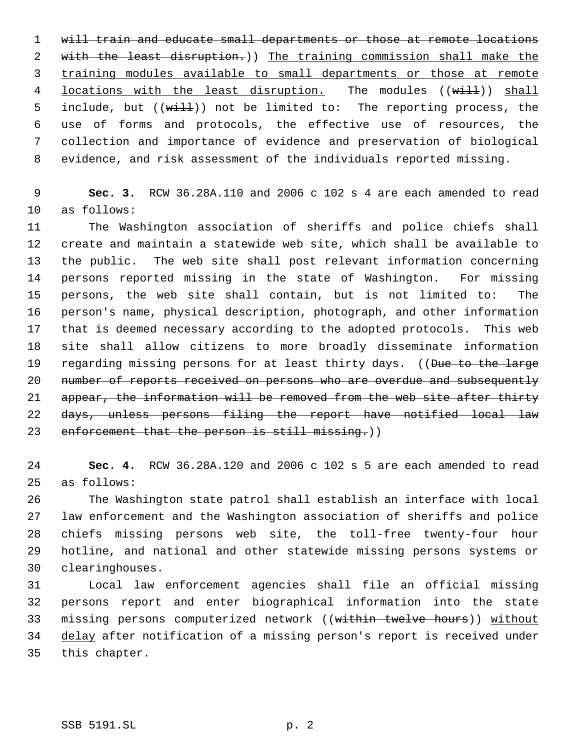~~will train and educate small departments or those at remote locations with the least disruption.~~)) The training commission shall make the training modules available to small departments or those at remote locations with the least disruption. The modules ((~~will~~)) shall include, but ((~~will~~)) not be limited to: The reporting process, the use of forms and protocols, the effective use of resources, the collection and importance of evidence and preservation of biological evidence, and risk assessment of the individuals reported missing.

**Sec. 3.** RCW 36.28A.110 and 2006 c 102 s 4 are each amended to read as follows:

The Washington association of sheriffs and police chiefs shall create and maintain a statewide web site, which shall be available to the public. The web site shall post relevant information concerning persons reported missing in the state of Washington. For missing persons, the web site shall contain, but is not limited to: The person's name, physical description, photograph, and other information that is deemed necessary according to the adopted protocols. This web site shall allow citizens to more broadly disseminate information regarding missing persons for at least thirty days. ((~~Due to the large number of reports received on persons who are overdue and subsequently appear, the information will be removed from the web site after thirty days, unless persons filing the report have notified local law enforcement that the person is still missing.~~))

**Sec. 4.** RCW 36.28A.120 and 2006 c 102 s 5 are each amended to read as follows:

The Washington state patrol shall establish an interface with local law enforcement and the Washington association of sheriffs and police chiefs missing persons web site, the toll-free twenty-four hour hotline, and national and other statewide missing persons systems or clearinghouses.

Local law enforcement agencies shall file an official missing persons report and enter biographical information into the state missing persons computerized network ((~~within twelve hours~~)) without delay after notification of a missing person's report is received under this chapter.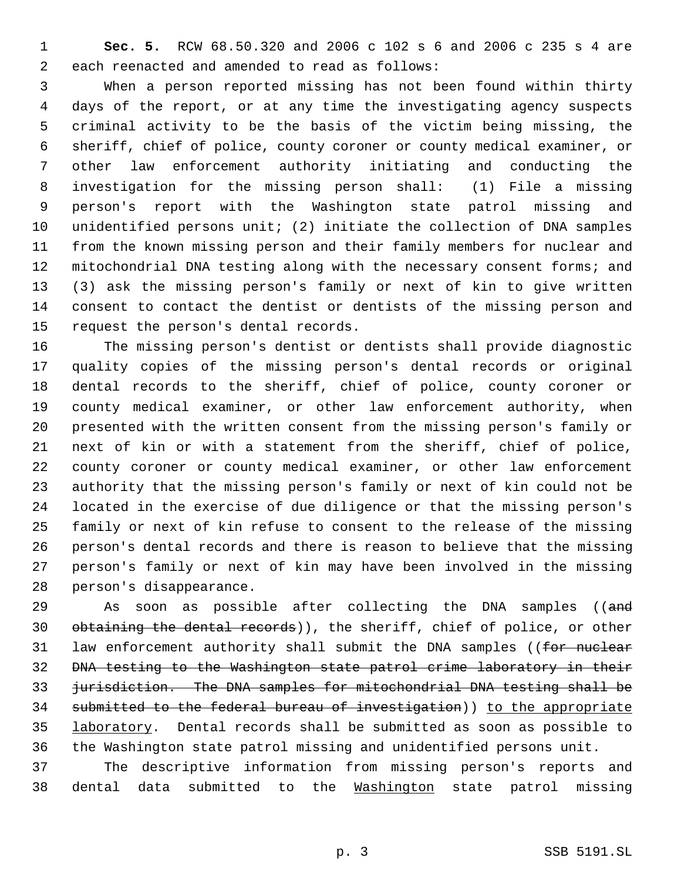**Sec. 5.** RCW 68.50.320 and 2006 c 102 s 6 and 2006 c 235 s 4 are each reenacted and amended to read as follows:

When a person reported missing has not been found within thirty days of the report, or at any time the investigating agency suspects criminal activity to be the basis of the victim being missing, the sheriff, chief of police, county coroner or county medical examiner, or other law enforcement authority initiating and conducting the investigation for the missing person shall: (1) File a missing person's report with the Washington state patrol missing and unidentified persons unit; (2) initiate the collection of DNA samples from the known missing person and their family members for nuclear and mitochondrial DNA testing along with the necessary consent forms; and (3) ask the missing person's family or next of kin to give written consent to contact the dentist or dentists of the missing person and request the person's dental records.

The missing person's dentist or dentists shall provide diagnostic quality copies of the missing person's dental records or original dental records to the sheriff, chief of police, county coroner or county medical examiner, or other law enforcement authority, when presented with the written consent from the missing person's family or next of kin or with a statement from the sheriff, chief of police, county coroner or county medical examiner, or other law enforcement authority that the missing person's family or next of kin could not be located in the exercise of due diligence or that the missing person's family or next of kin refuse to consent to the release of the missing person's dental records and there is reason to believe that the missing person's family or next of kin may have been involved in the missing person's disappearance.

As soon as possible after collecting the DNA samples ((~~and obtaining the dental records~~)), the sheriff, chief of police, or other law enforcement authority shall submit the DNA samples ((~~for nuclear DNA testing to the Washington state patrol crime laboratory in their jurisdiction. The DNA samples for mitochondrial DNA testing shall be submitted to the federal bureau of investigation~~)) <u>to the appropriate laboratory</u>. Dental records shall be submitted as soon as possible to the Washington state patrol missing and unidentified persons unit.

The descriptive information from missing person's reports and dental data submitted to the <u>Washington</u> state patrol missing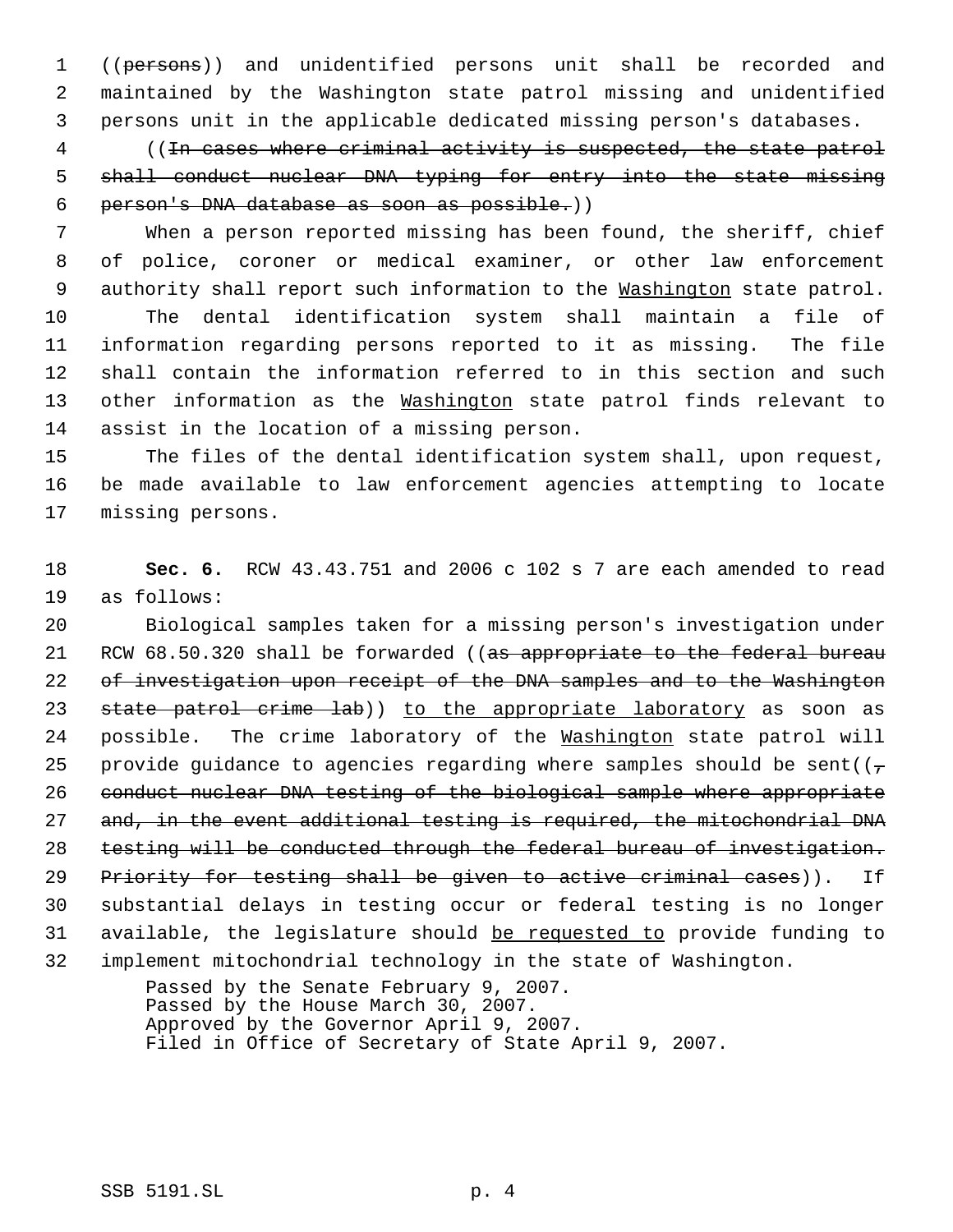((~~persons~~)) and unidentified persons unit shall be recorded and maintained by the Washington state patrol missing and unidentified persons unit in the applicable dedicated missing person's databases.

((~~In cases where criminal activity is suspected, the state patrol shall conduct nuclear DNA typing for entry into the state missing person's DNA database as soon as possible.~~))

When a person reported missing has been found, the sheriff, chief of police, coroner or medical examiner, or other law enforcement authority shall report such information to the <u>Washington</u> state patrol.

The dental identification system shall maintain a file of information regarding persons reported to it as missing. The file shall contain the information referred to in this section and such other information as the <u>Washington</u> state patrol finds relevant to assist in the location of a missing person.

The files of the dental identification system shall, upon request, be made available to law enforcement agencies attempting to locate missing persons.

**Sec. 6.** RCW 43.43.751 and 2006 c 102 s 7 are each amended to read as follows:

Biological samples taken for a missing person's investigation under RCW 68.50.320 shall be forwarded ((~~as appropriate to the federal bureau of investigation upon receipt of the DNA samples and to the Washington state patrol crime lab~~)) <u>to the appropriate laboratory</u> as soon as possible. The crime laboratory of the <u>Washington</u> state patrol will provide guidance to agencies regarding where samples should be sent((~~, conduct nuclear DNA testing of the biological sample where appropriate and, in the event additional testing is required, the mitochondrial DNA testing will be conducted through the federal bureau of investigation. Priority for testing shall be given to active criminal cases~~)). If substantial delays in testing occur or federal testing is no longer available, the legislature should <u>be requested to</u> provide funding to implement mitochondrial technology in the state of Washington.

Passed by the Senate February 9, 2007.
Passed by the House March 30, 2007.
Approved by the Governor April 9, 2007.
Filed in Office of Secretary of State April 9, 2007.